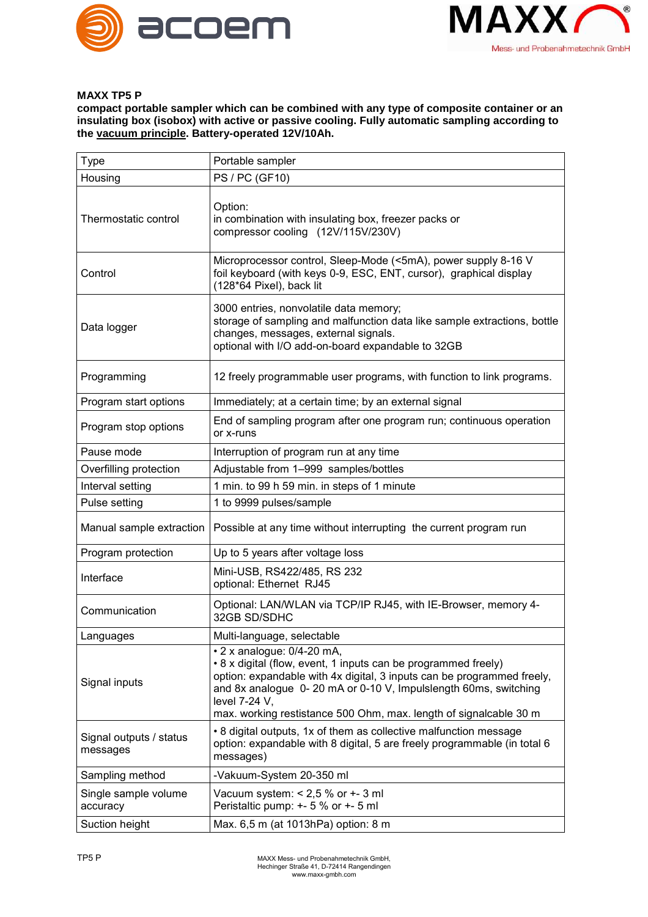**MAXX TP5 P**

**compact portable sampler which can be combined with any type of composite container or an insulating box (isobox) with active or passive cooling. Fully automatic sampling according to the vacuum principle. Battery-operated 12V/10Ah.**

| Type | Portable sampler |
|---|---|
| Housing | PS / PC (GF10) |
| Thermostatic control | Option:<br>in combination with insulating box, freezer packs or compressor cooling (12V/115V/230V) |
| Control | Microprocessor control, Sleep-Mode (<5mA), power supply 8-16 V foil keyboard (with keys 0-9, ESC, ENT, cursor), graphical display (128*64 Pixel), back lit |
| Data logger | 3000 entries, nonvolatile data memory;<br>storage of sampling and malfunction data like sample extractions, bottle changes, messages, external signals.<br>optional with I/O add-on-board expandable to 32GB |
| Programming | 12 freely programmable user programs, with function to link programs. |
| Program start options | Immediately; at a certain time; by an external signal |
| Program stop options | End of sampling program after one program run; continuous operation or x-runs |
| Pause mode | Interruption of program run at any time |
| Overfilling protection | Adjustable from 1–999 samples/bottles |
| Interval setting | 1 min. to 99 h 59 min. in steps of 1 minute |
| Pulse setting | 1 to 9999 pulses/sample |
| Manual sample extraction | Possible at any time without interrupting the current program run |
| Program protection | Up to 5 years after voltage loss |
| Interface | Mini-USB, RS422/485, RS 232<br>optional: Ethernet RJ45 |
| Communication | Optional: LAN/WLAN via TCP/IP RJ45, with IE-Browser, memory 4-32GB SD/SDHC |
| Languages | Multi-language, selectable |
| Signal inputs | • 2 x analogue: 0/4-20 mA,<br>• 8 x digital (flow, event, 1 inputs can be programmed freely)<br>option: expandable with 4x digital, 3 inputs can be programmed freely, and 8x analogue 0- 20 mA or 0-10 V, Impulslength 60ms, switching level 7-24 V,<br>max. working restistance 500 Ohm, max. length of signalcable 30 m |
| Signal outputs / status messages | • 8 digital outputs, 1x of them as collective malfunction message<br>option: expandable with 8 digital, 5 are freely programmable (in total 6 messages) |
| Sampling method | -Vakuum-System 20-350 ml |
| Single sample volume accuracy | Vacuum system: < 2,5 % or +- 3 ml<br>Peristaltic pump: +- 5 % or +- 5 ml |
| Suction height | Max. 6,5 m (at 1013hPa) option: 8 m |

TP5 P

MAXX Mess- und Probenahmetechnik GmbH,
Hechinger Straße 41, D-72414 Rangendingen
www.maxx-gmbh.com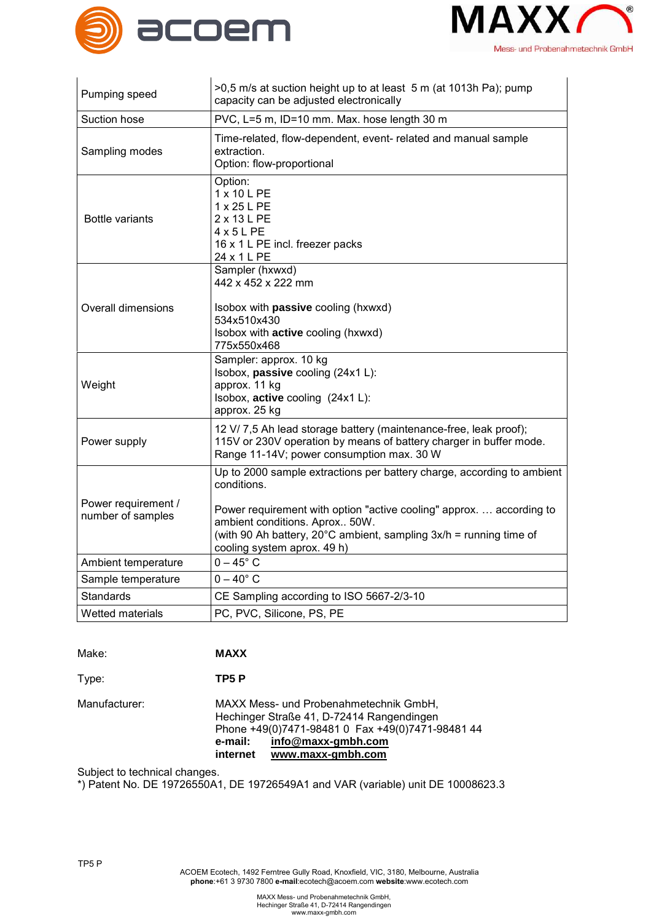| | |
|---|---|
| Pumping speed | >0,5 m/s at suction height up to at least 5 m (at 1013h Pa); pump capacity can be adjusted electronically |
| Suction hose | PVC, L=5 m, ID=10 mm. Max. hose length 30 m |
| Sampling modes | Time-related, flow-dependent, event- related and manual sample extraction.<br>Option: flow-proportional |
| Bottle variants | Option:<br>1 x 10 L PE<br>1 x 25 L PE<br>2 x 13 L PE<br>4 x 5 L PE<br>16 x 1 L PE incl. freezer packs<br>24 x 1 L PE |
| Overall dimensions | Sampler (hxwxd)<br>442 x 452 x 222 mm<br><br>Isobox with **passive** cooling (hxwxd)<br>534x510x430<br>Isobox with **active** cooling (hxwxd)<br>775x550x468 |
| Weight | Sampler: approx. 10 kg<br>Isobox, **passive** cooling (24x1 L):<br>approx. 11 kg<br>Isobox, **active** cooling (24x1 L):<br>approx. 25 kg |
| Power supply | 12 V/ 7,5 Ah lead storage battery (maintenance-free, leak proof);<br>115V or 230V operation by means of battery charger in buffer mode.<br>Range 11-14V; power consumption max. 30 W |
| Power requirement / number of samples | Up to 2000 sample extractions per battery charge, according to ambient conditions.<br><br>Power requirement with option "active cooling" approx. … according to ambient conditions. Aprox.. 50W.<br>(with 90 Ah battery, 20°C ambient, sampling 3x/h = running time of cooling system aprox. 49 h) |
| Ambient temperature | 0 – 45° C |
| Sample temperature | 0 – 40° C |
| Standards | CE Sampling according to ISO 5667-2/3-10 |
| Wetted materials | PC, PVC, Silicone, PS, PE |

Make: **MAXX**

Type: **TP5 P**

Manufacturer: MAXX Mess- und Probenahmetechnik GmbH,
Hechinger Straße 41, D-72414 Rangendingen
Phone +49(0)7471-98481 0 Fax +49(0)7471-98481 44
**e-mail:** **info@maxx-gmbh.com**
**internet** **www.maxx-gmbh.com**

Subject to technical changes.
*) Patent No. DE 19726550A1, DE 19726549A1 and VAR (variable) unit DE 10008623.3